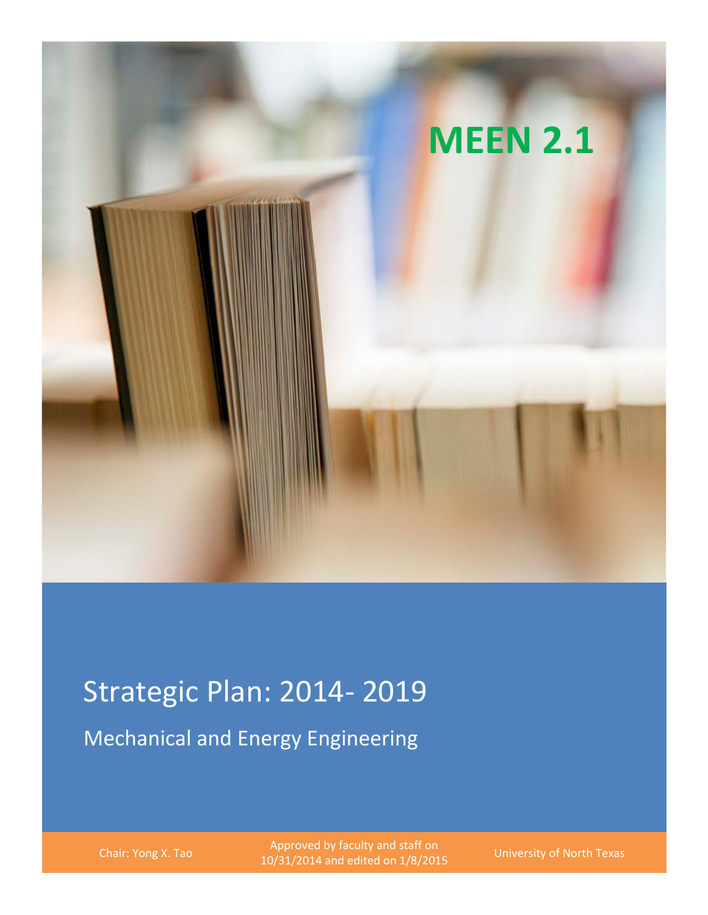# MEEN 2.1

# Strategic Plan: 2014- 2019

## Mechanical and Energy Engineering

Chair: Yong X. Tao

Approved by faculty and staff on 10/31/2014 and edited on 1/8/2015

University of North Texas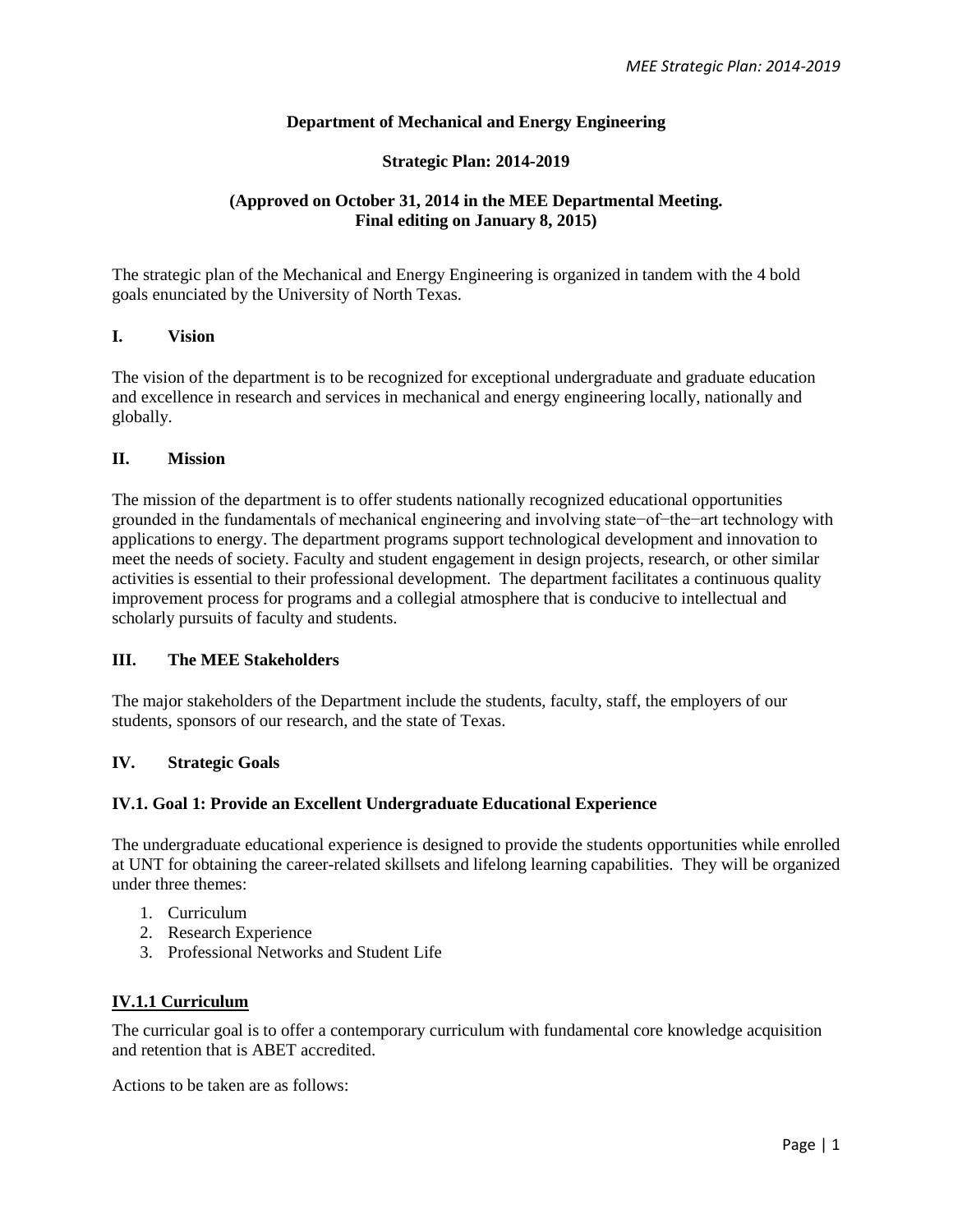**Department of Mechanical and Energy Engineering**

**Strategic Plan: 2014-2019**

**(Approved on October 31, 2014 in the MEE Departmental Meeting. Final editing on January 8, 2015)**

The strategic plan of the Mechanical and Energy Engineering is organized in tandem with the 4 bold goals enunciated by the University of North Texas.

## I. Vision

The vision of the department is to be recognized for exceptional undergraduate and graduate education and excellence in research and services in mechanical and energy engineering locally, nationally and globally.

## II. Mission

The mission of the department is to offer students nationally recognized educational opportunities grounded in the fundamentals of mechanical engineering and involving state−of−the−art technology with applications to energy. The department programs support technological development and innovation to meet the needs of society. Faculty and student engagement in design projects, research, or other similar activities is essential to their professional development. The department facilitates a continuous quality improvement process for programs and a collegial atmosphere that is conducive to intellectual and scholarly pursuits of faculty and students.

## III. The MEE Stakeholders

The major stakeholders of the Department include the students, faculty, staff, the employers of our students, sponsors of our research, and the state of Texas.

## IV. Strategic Goals

### IV.1. Goal 1: Provide an Excellent Undergraduate Educational Experience

The undergraduate educational experience is designed to provide the students opportunities while enrolled at UNT for obtaining the career-related skillsets and lifelong learning capabilities. They will be organized under three themes:

1. Curriculum
2. Research Experience
3. Professional Networks and Student Life

#### IV.1.1 Curriculum

The curricular goal is to offer a contemporary curriculum with fundamental core knowledge acquisition and retention that is ABET accredited.

Actions to be taken are as follows: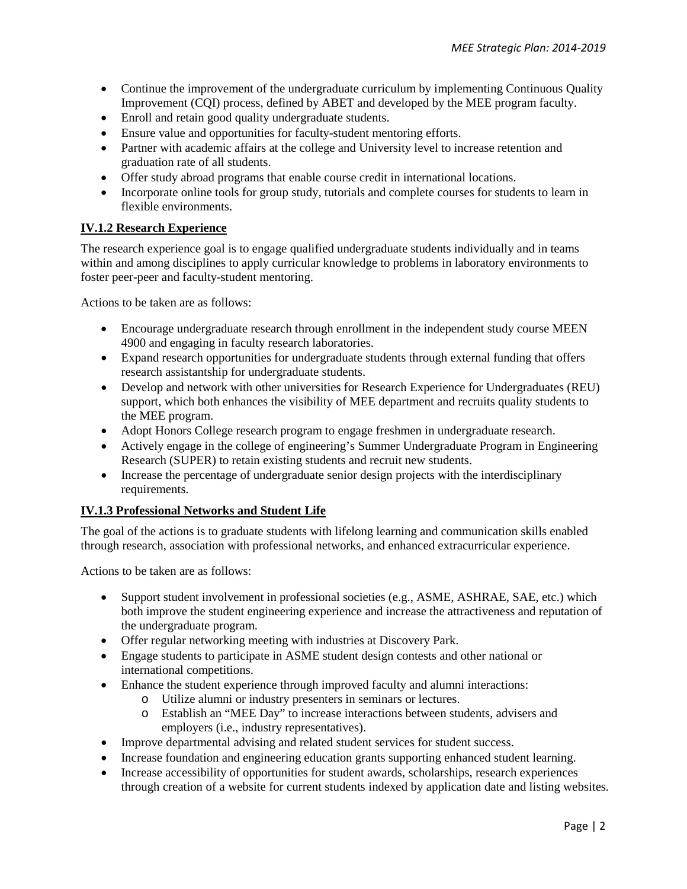- Continue the improvement of the undergraduate curriculum by implementing Continuous Quality Improvement (CQI) process, defined by ABET and developed by the MEE program faculty.
- Enroll and retain good quality undergraduate students.
- Ensure value and opportunities for faculty-student mentoring efforts.
- Partner with academic affairs at the college and University level to increase retention and graduation rate of all students.
- Offer study abroad programs that enable course credit in international locations.
- Incorporate online tools for group study, tutorials and complete courses for students to learn in flexible environments.

### IV.1.2 Research Experience

The research experience goal is to engage qualified undergraduate students individually and in teams within and among disciplines to apply curricular knowledge to problems in laboratory environments to foster peer-peer and faculty-student mentoring.

Actions to be taken are as follows:

- Encourage undergraduate research through enrollment in the independent study course MEEN 4900 and engaging in faculty research laboratories.
- Expand research opportunities for undergraduate students through external funding that offers research assistantship for undergraduate students.
- Develop and network with other universities for Research Experience for Undergraduates (REU) support, which both enhances the visibility of MEE department and recruits quality students to the MEE program.
- Adopt Honors College research program to engage freshmen in undergraduate research.
- Actively engage in the college of engineering's Summer Undergraduate Program in Engineering Research (SUPER) to retain existing students and recruit new students.
- Increase the percentage of undergraduate senior design projects with the interdisciplinary requirements.

### IV.1.3 Professional Networks and Student Life

The goal of the actions is to graduate students with lifelong learning and communication skills enabled through research, association with professional networks, and enhanced extracurricular experience.

Actions to be taken are as follows:

- Support student involvement in professional societies (e.g., ASME, ASHRAE, SAE, etc.) which both improve the student engineering experience and increase the attractiveness and reputation of the undergraduate program.
- Offer regular networking meeting with industries at Discovery Park.
- Engage students to participate in ASME student design contests and other national or international competitions.
- Enhance the student experience through improved faculty and alumni interactions:
    - Utilize alumni or industry presenters in seminars or lectures.
    - Establish an "MEE Day" to increase interactions between students, advisers and employers (i.e., industry representatives).
- Improve departmental advising and related student services for student success.
- Increase foundation and engineering education grants supporting enhanced student learning.
- Increase accessibility of opportunities for student awards, scholarships, research experiences through creation of a website for current students indexed by application date and listing websites.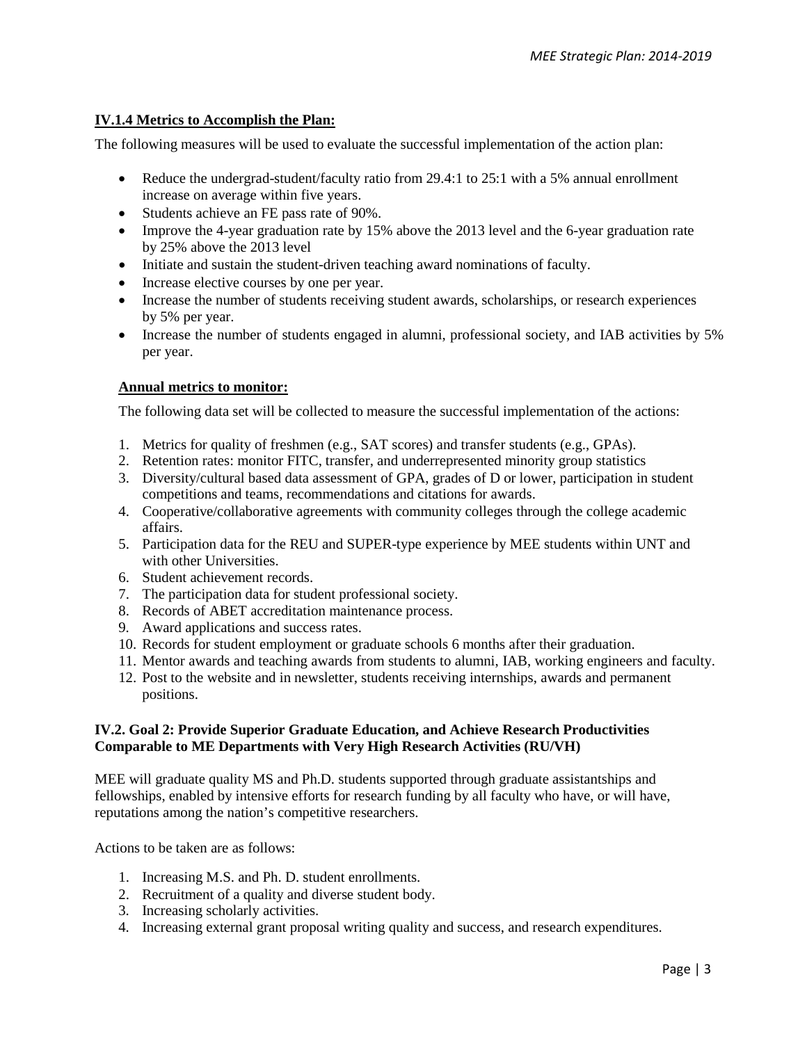**IV.1.4 Metrics to Accomplish the Plan:**

The following measures will be used to evaluate the successful implementation of the action plan:

- Reduce the undergrad-student/faculty ratio from 29.4:1 to 25:1 with a 5% annual enrollment increase on average within five years.
- Students achieve an FE pass rate of 90%.
- Improve the 4-year graduation rate by 15% above the 2013 level and the 6-year graduation rate by 25% above the 2013 level
- Initiate and sustain the student-driven teaching award nominations of faculty.
- Increase elective courses by one per year.
- Increase the number of students receiving student awards, scholarships, or research experiences by 5% per year.
- Increase the number of students engaged in alumni, professional society, and IAB activities by 5% per year.

**Annual metrics to monitor:**

The following data set will be collected to measure the successful implementation of the actions:

1. Metrics for quality of freshmen (e.g., SAT scores) and transfer students (e.g., GPAs).
2. Retention rates: monitor FITC, transfer, and underrepresented minority group statistics
3. Diversity/cultural based data assessment of GPA, grades of D or lower, participation in student competitions and teams, recommendations and citations for awards.
4. Cooperative/collaborative agreements with community colleges through the college academic affairs.
5. Participation data for the REU and SUPER-type experience by MEE students within UNT and with other Universities.
6. Student achievement records.
7. The participation data for student professional society.
8. Records of ABET accreditation maintenance process.
9. Award applications and success rates.
10. Records for student employment or graduate schools 6 months after their graduation.
11. Mentor awards and teaching awards from students to alumni, IAB, working engineers and faculty.
12. Post to the website and in newsletter, students receiving internships, awards and permanent positions.

**IV.2. Goal 2: Provide Superior Graduate Education, and Achieve Research Productivities Comparable to ME Departments with Very High Research Activities (RU/VH)**

MEE will graduate quality MS and Ph.D. students supported through graduate assistantships and fellowships, enabled by intensive efforts for research funding by all faculty who have, or will have, reputations among the nation's competitive researchers.

Actions to be taken are as follows:

1. Increasing M.S. and Ph. D. student enrollments.
2. Recruitment of a quality and diverse student body.
3. Increasing scholarly activities.
4. Increasing external grant proposal writing quality and success, and research expenditures.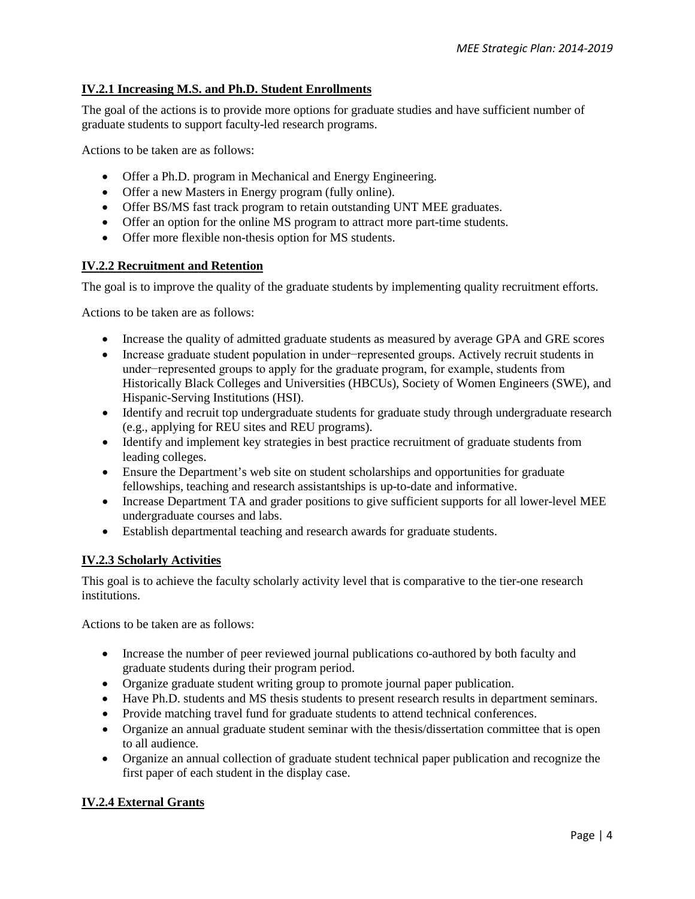### IV.2.1 Increasing M.S. and Ph.D. Student Enrollments

The goal of the actions is to provide more options for graduate studies and have sufficient number of graduate students to support faculty-led research programs.

Actions to be taken are as follows:

- Offer a Ph.D. program in Mechanical and Energy Engineering.
- Offer a new Masters in Energy program (fully online).
- Offer BS/MS fast track program to retain outstanding UNT MEE graduates.
- Offer an option for the online MS program to attract more part-time students.
- Offer more flexible non-thesis option for MS students.

### IV.2.2 Recruitment and Retention

The goal is to improve the quality of the graduate students by implementing quality recruitment efforts.

Actions to be taken are as follows:

- Increase the quality of admitted graduate students as measured by average GPA and GRE scores
- Increase graduate student population in under−represented groups. Actively recruit students in under−represented groups to apply for the graduate program, for example, students from Historically Black Colleges and Universities (HBCUs), Society of Women Engineers (SWE), and Hispanic-Serving Institutions (HSI).
- Identify and recruit top undergraduate students for graduate study through undergraduate research (e.g., applying for REU sites and REU programs).
- Identify and implement key strategies in best practice recruitment of graduate students from leading colleges.
- Ensure the Department's web site on student scholarships and opportunities for graduate fellowships, teaching and research assistantships is up-to-date and informative.
- Increase Department TA and grader positions to give sufficient supports for all lower-level MEE undergraduate courses and labs.
- Establish departmental teaching and research awards for graduate students.

### IV.2.3 Scholarly Activities

This goal is to achieve the faculty scholarly activity level that is comparative to the tier-one research institutions.

Actions to be taken are as follows:

- Increase the number of peer reviewed journal publications co-authored by both faculty and graduate students during their program period.
- Organize graduate student writing group to promote journal paper publication.
- Have Ph.D. students and MS thesis students to present research results in department seminars.
- Provide matching travel fund for graduate students to attend technical conferences.
- Organize an annual graduate student seminar with the thesis/dissertation committee that is open to all audience.
- Organize an annual collection of graduate student technical paper publication and recognize the first paper of each student in the display case.

### IV.2.4 External Grants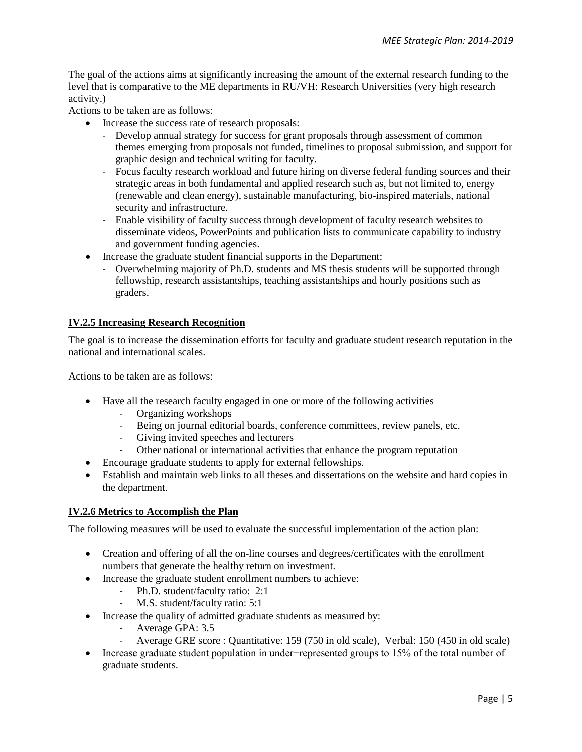The goal of the actions aims at significantly increasing the amount of the external research funding to the level that is comparative to the ME departments in RU/VH: Research Universities (very high research activity.)

Actions to be taken are as follows:

- Increase the success rate of research proposals:
  - Develop annual strategy for success for grant proposals through assessment of common themes emerging from proposals not funded, timelines to proposal submission, and support for graphic design and technical writing for faculty.
  - Focus faculty research workload and future hiring on diverse federal funding sources and their strategic areas in both fundamental and applied research such as, but not limited to, energy (renewable and clean energy), sustainable manufacturing, bio-inspired materials, national security and infrastructure.
  - Enable visibility of faculty success through development of faculty research websites to disseminate videos, PowerPoints and publication lists to communicate capability to industry and government funding agencies.
- Increase the graduate student financial supports in the Department:
  - Overwhelming majority of Ph.D. students and MS thesis students will be supported through fellowship, research assistantships, teaching assistantships and hourly positions such as graders.

### IV.2.5 Increasing Research Recognition

The goal is to increase the dissemination efforts for faculty and graduate student research reputation in the national and international scales.

Actions to be taken are as follows:

- Have all the research faculty engaged in one or more of the following activities
  - Organizing workshops
  - Being on journal editorial boards, conference committees, review panels, etc.
  - Giving invited speeches and lecturers
  - Other national or international activities that enhance the program reputation
- Encourage graduate students to apply for external fellowships.
- Establish and maintain web links to all theses and dissertations on the website and hard copies in the department.

### IV.2.6 Metrics to Accomplish the Plan

The following measures will be used to evaluate the successful implementation of the action plan:

- Creation and offering of all the on-line courses and degrees/certificates with the enrollment numbers that generate the healthy return on investment.
- Increase the graduate student enrollment numbers to achieve:
  - Ph.D. student/faculty ratio: 2:1
  - M.S. student/faculty ratio: 5:1
- Increase the quality of admitted graduate students as measured by:
  - Average GPA: 3.5
  - Average GRE score : Quantitative: 159 (750 in old scale), Verbal: 150 (450 in old scale)
- Increase graduate student population in under−represented groups to 15% of the total number of graduate students.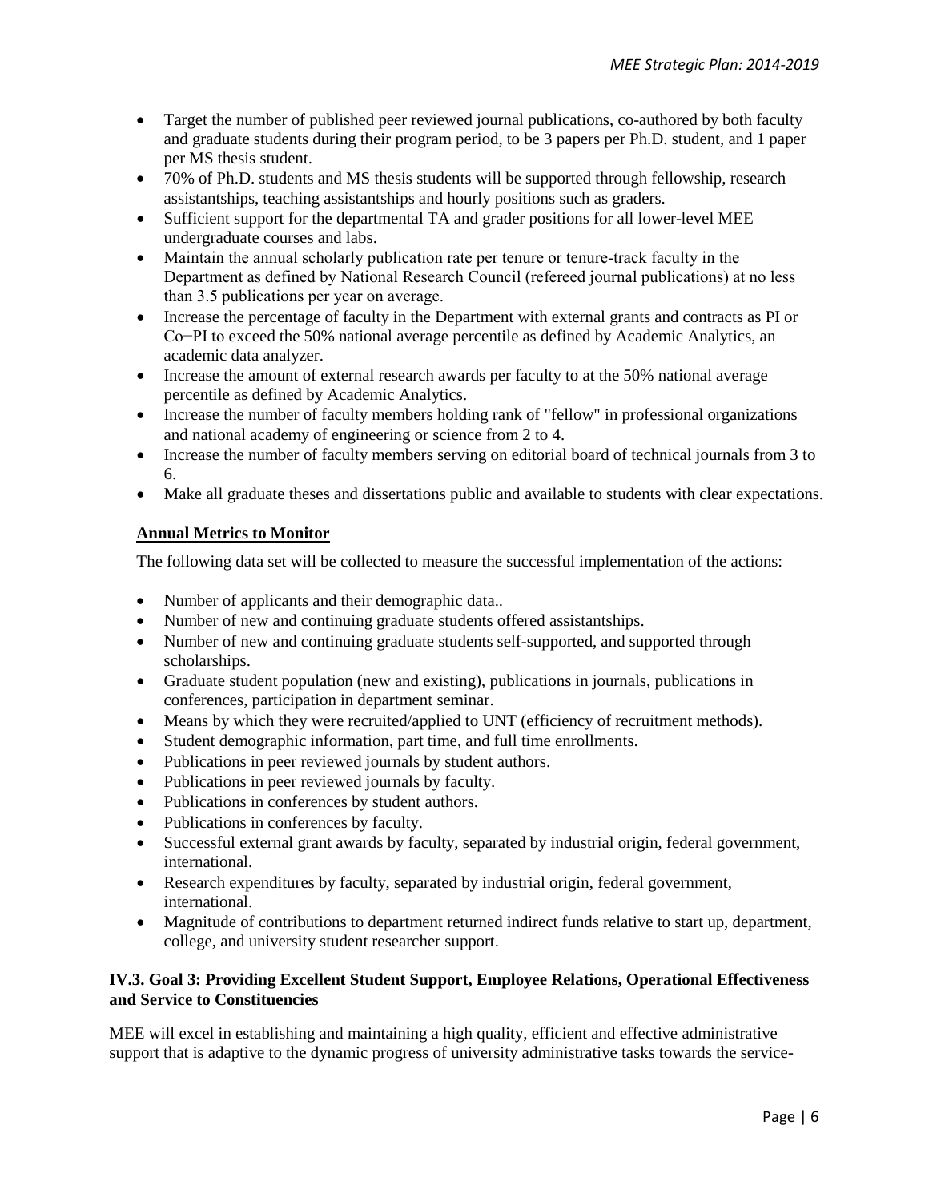- Target the number of published peer reviewed journal publications, co-authored by both faculty and graduate students during their program period, to be 3 papers per Ph.D. student, and 1 paper per MS thesis student.
- 70% of Ph.D. students and MS thesis students will be supported through fellowship, research assistantships, teaching assistantships and hourly positions such as graders.
- Sufficient support for the departmental TA and grader positions for all lower-level MEE undergraduate courses and labs.
- Maintain the annual scholarly publication rate per tenure or tenure-track faculty in the Department as defined by National Research Council (refereed journal publications) at no less than 3.5 publications per year on average.
- Increase the percentage of faculty in the Department with external grants and contracts as PI or Co−PI to exceed the 50% national average percentile as defined by Academic Analytics, an academic data analyzer.
- Increase the amount of external research awards per faculty to at the 50% national average percentile as defined by Academic Analytics.
- Increase the number of faculty members holding rank of "fellow" in professional organizations and national academy of engineering or science from 2 to 4.
- Increase the number of faculty members serving on editorial board of technical journals from 3 to 6.
- Make all graduate theses and dissertations public and available to students with clear expectations.

**Annual Metrics to Monitor**

The following data set will be collected to measure the successful implementation of the actions:

- Number of applicants and their demographic data..
- Number of new and continuing graduate students offered assistantships.
- Number of new and continuing graduate students self-supported, and supported through scholarships.
- Graduate student population (new and existing), publications in journals, publications in conferences, participation in department seminar.
- Means by which they were recruited/applied to UNT (efficiency of recruitment methods).
- Student demographic information, part time, and full time enrollments.
- Publications in peer reviewed journals by student authors.
- Publications in peer reviewed journals by faculty.
- Publications in conferences by student authors.
- Publications in conferences by faculty.
- Successful external grant awards by faculty, separated by industrial origin, federal government, international.
- Research expenditures by faculty, separated by industrial origin, federal government, international.
- Magnitude of contributions to department returned indirect funds relative to start up, department, college, and university student researcher support.

### IV.3. Goal 3: Providing Excellent Student Support, Employee Relations, Operational Effectiveness and Service to Constituencies

MEE will excel in establishing and maintaining a high quality, efficient and effective administrative support that is adaptive to the dynamic progress of university administrative tasks towards the service-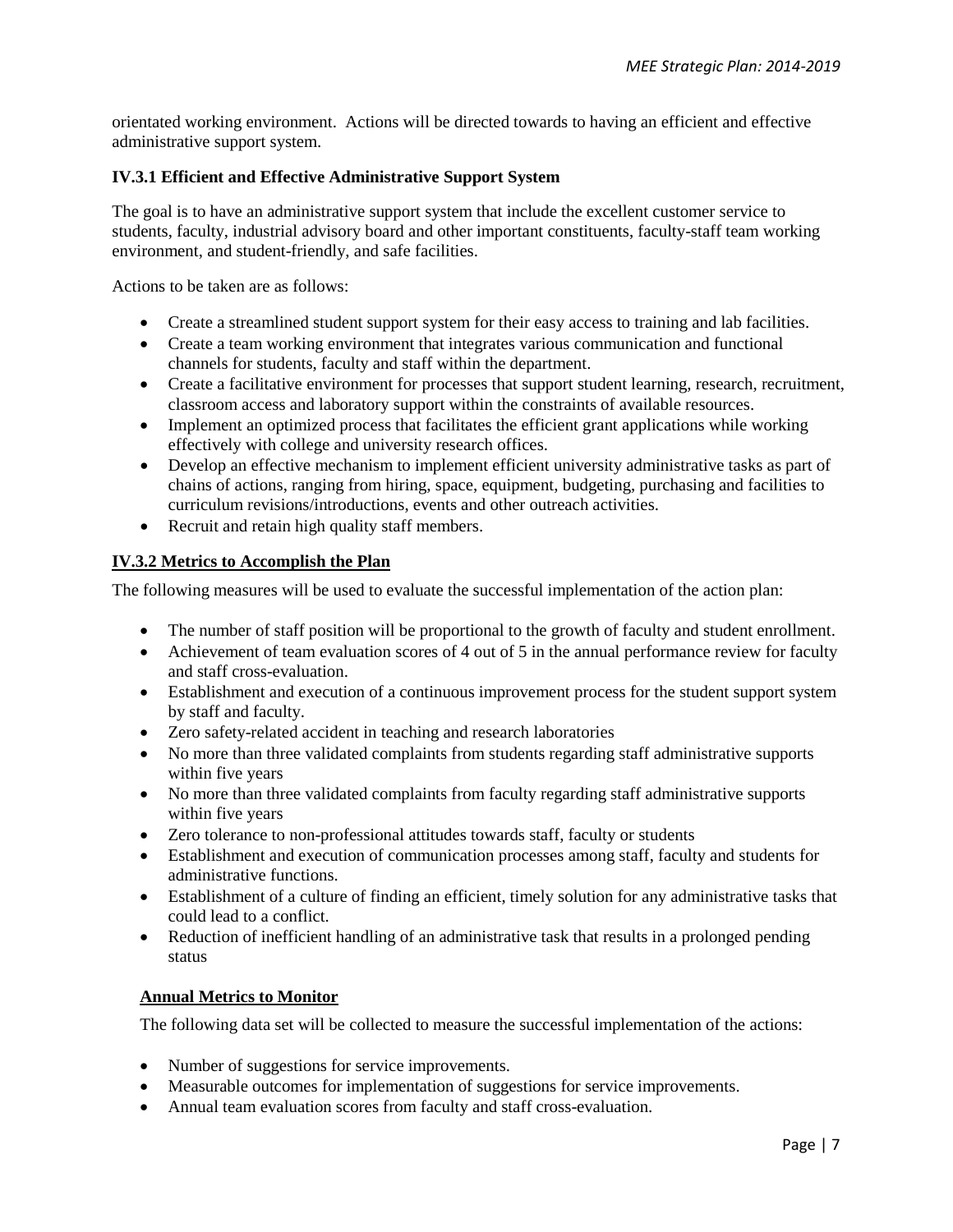orientated working environment. Actions will be directed towards to having an efficient and effective administrative support system.

### IV.3.1 Efficient and Effective Administrative Support System

The goal is to have an administrative support system that include the excellent customer service to students, faculty, industrial advisory board and other important constituents, faculty-staff team working environment, and student-friendly, and safe facilities.

Actions to be taken are as follows:

- Create a streamlined student support system for their easy access to training and lab facilities.
- Create a team working environment that integrates various communication and functional channels for students, faculty and staff within the department.
- Create a facilitative environment for processes that support student learning, research, recruitment, classroom access and laboratory support within the constraints of available resources.
- Implement an optimized process that facilitates the efficient grant applications while working effectively with college and university research offices.
- Develop an effective mechanism to implement efficient university administrative tasks as part of chains of actions, ranging from hiring, space, equipment, budgeting, purchasing and facilities to curriculum revisions/introductions, events and other outreach activities.
- Recruit and retain high quality staff members.

### IV.3.2 Metrics to Accomplish the Plan

The following measures will be used to evaluate the successful implementation of the action plan:

- The number of staff position will be proportional to the growth of faculty and student enrollment.
- Achievement of team evaluation scores of 4 out of 5 in the annual performance review for faculty and staff cross-evaluation.
- Establishment and execution of a continuous improvement process for the student support system by staff and faculty.
- Zero safety-related accident in teaching and research laboratories
- No more than three validated complaints from students regarding staff administrative supports within five years
- No more than three validated complaints from faculty regarding staff administrative supports within five years
- Zero tolerance to non-professional attitudes towards staff, faculty or students
- Establishment and execution of communication processes among staff, faculty and students for administrative functions.
- Establishment of a culture of finding an efficient, timely solution for any administrative tasks that could lead to a conflict.
- Reduction of inefficient handling of an administrative task that results in a prolonged pending status

#### Annual Metrics to Monitor

The following data set will be collected to measure the successful implementation of the actions:

- Number of suggestions for service improvements.
- Measurable outcomes for implementation of suggestions for service improvements.
- Annual team evaluation scores from faculty and staff cross-evaluation.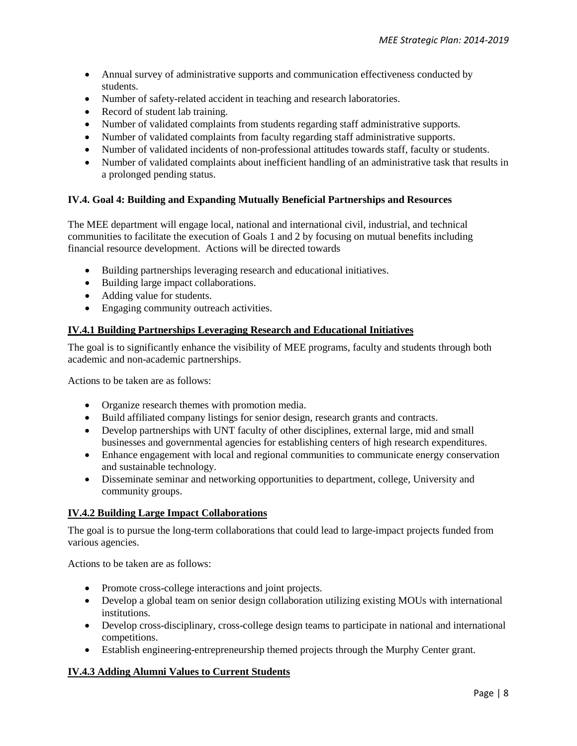- Annual survey of administrative supports and communication effectiveness conducted by students.
- Number of safety-related accident in teaching and research laboratories.
- Record of student lab training.
- Number of validated complaints from students regarding staff administrative supports.
- Number of validated complaints from faculty regarding staff administrative supports.
- Number of validated incidents of non-professional attitudes towards staff, faculty or students.
- Number of validated complaints about inefficient handling of an administrative task that results in a prolonged pending status.

### IV.4. Goal 4: Building and Expanding Mutually Beneficial Partnerships and Resources

The MEE department will engage local, national and international civil, industrial, and technical communities to facilitate the execution of Goals 1 and 2 by focusing on mutual benefits including financial resource development. Actions will be directed towards

- Building partnerships leveraging research and educational initiatives.
- Building large impact collaborations.
- Adding value for students.
- Engaging community outreach activities.

#### IV.4.1 Building Partnerships Leveraging Research and Educational Initiatives

The goal is to significantly enhance the visibility of MEE programs, faculty and students through both academic and non-academic partnerships.

Actions to be taken are as follows:

- Organize research themes with promotion media.
- Build affiliated company listings for senior design, research grants and contracts.
- Develop partnerships with UNT faculty of other disciplines, external large, mid and small businesses and governmental agencies for establishing centers of high research expenditures.
- Enhance engagement with local and regional communities to communicate energy conservation and sustainable technology.
- Disseminate seminar and networking opportunities to department, college, University and community groups.

#### IV.4.2 Building Large Impact Collaborations

The goal is to pursue the long-term collaborations that could lead to large-impact projects funded from various agencies.

Actions to be taken are as follows:

- Promote cross-college interactions and joint projects.
- Develop a global team on senior design collaboration utilizing existing MOUs with international institutions.
- Develop cross-disciplinary, cross-college design teams to participate in national and international competitions.
- Establish engineering-entrepreneurship themed projects through the Murphy Center grant.

#### IV.4.3 Adding Alumni Values to Current Students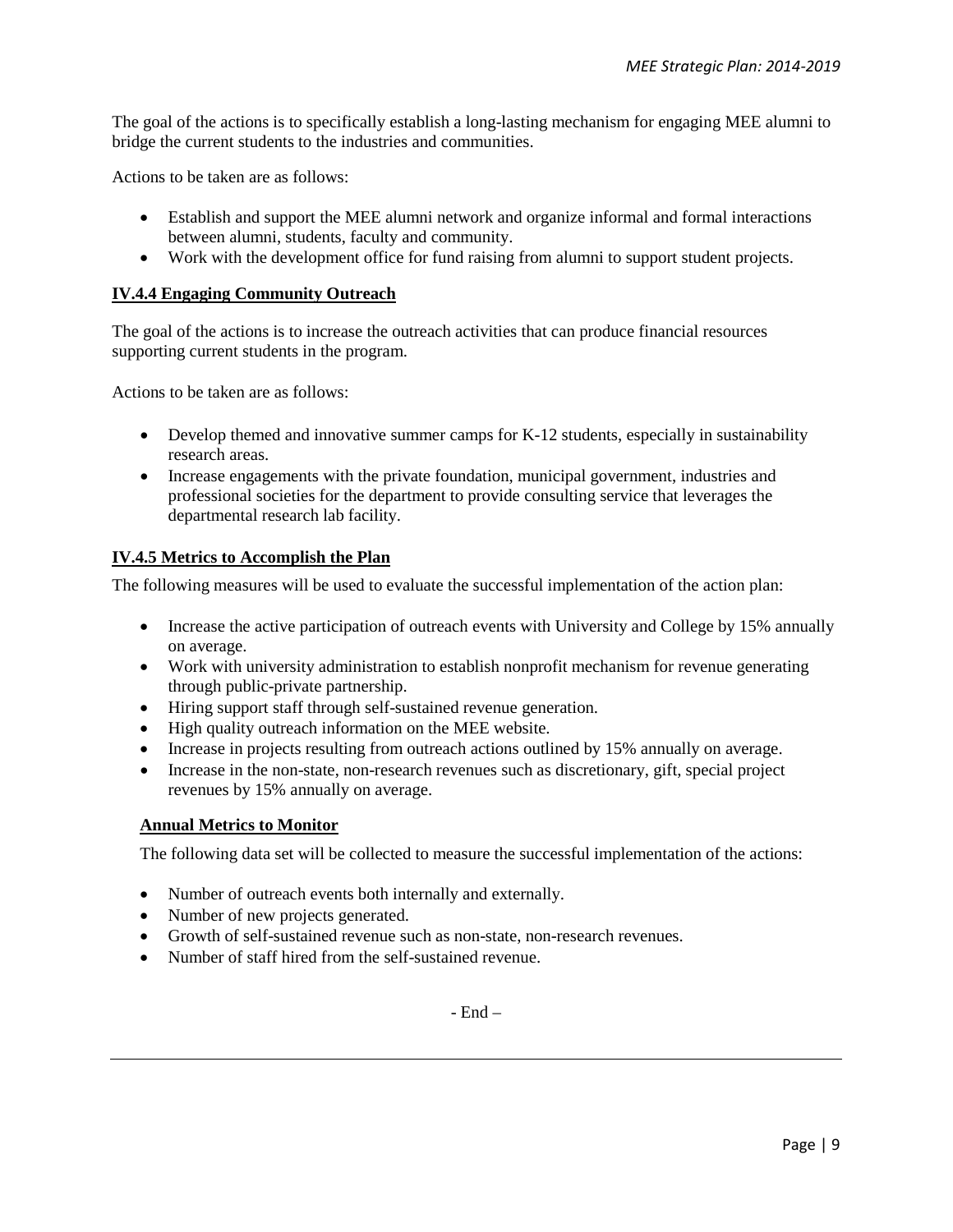The goal of the actions is to specifically establish a long-lasting mechanism for engaging MEE alumni to bridge the current students to the industries and communities.

Actions to be taken are as follows:

- Establish and support the MEE alumni network and organize informal and formal interactions between alumni, students, faculty and community.
- Work with the development office for fund raising from alumni to support student projects.

### IV.4.4 Engaging Community Outreach

The goal of the actions is to increase the outreach activities that can produce financial resources supporting current students in the program.

Actions to be taken are as follows:

- Develop themed and innovative summer camps for K-12 students, especially in sustainability research areas.
- Increase engagements with the private foundation, municipal government, industries and professional societies for the department to provide consulting service that leverages the departmental research lab facility.

### IV.4.5 Metrics to Accomplish the Plan

The following measures will be used to evaluate the successful implementation of the action plan:

- Increase the active participation of outreach events with University and College by 15% annually on average.
- Work with university administration to establish nonprofit mechanism for revenue generating through public-private partnership.
- Hiring support staff through self-sustained revenue generation.
- High quality outreach information on the MEE website.
- Increase in projects resulting from outreach actions outlined by 15% annually on average.
- Increase in the non-state, non-research revenues such as discretionary, gift, special project revenues by 15% annually on average.

#### Annual Metrics to Monitor

The following data set will be collected to measure the successful implementation of the actions:

- Number of outreach events both internally and externally.
- Number of new projects generated.
- Growth of self-sustained revenue such as non-state, non-research revenues.
- Number of staff hired from the self-sustained revenue.

- End –